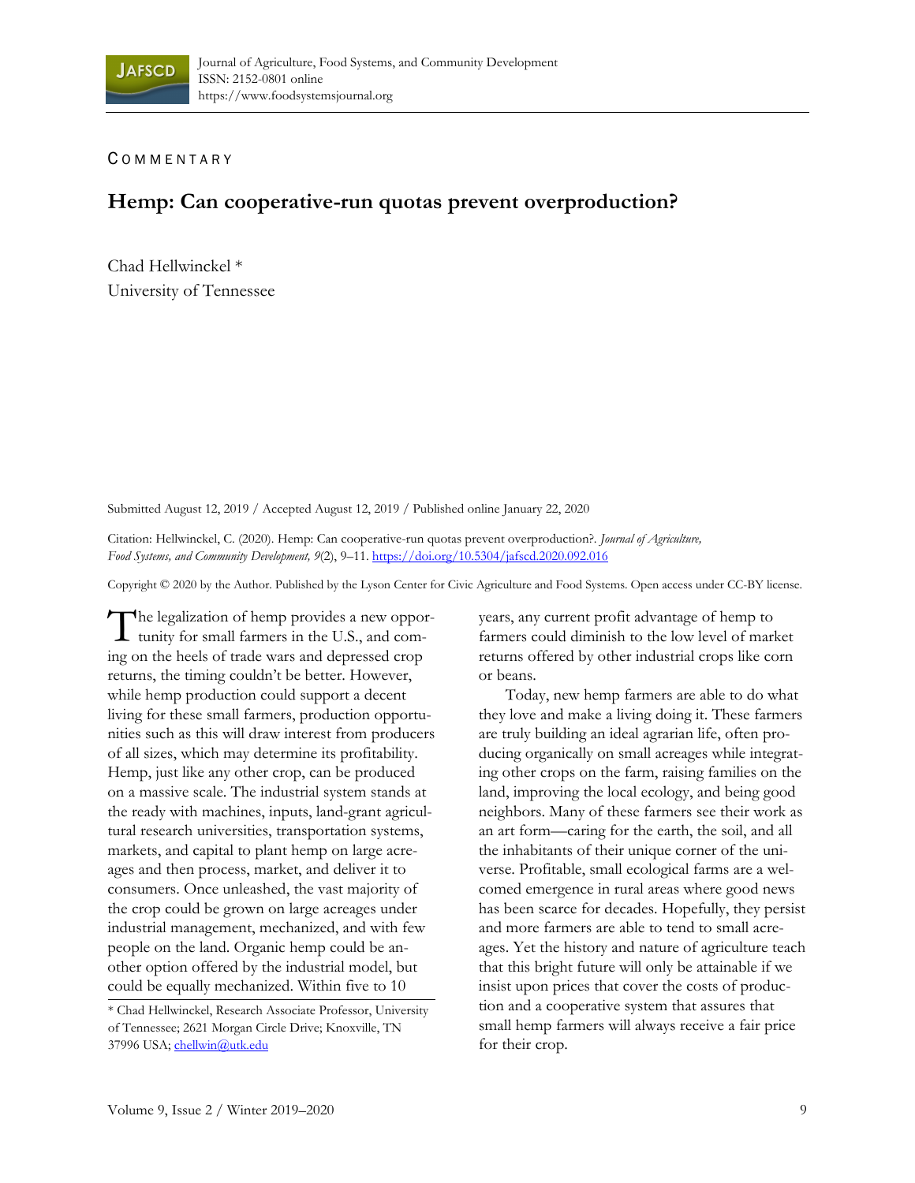COMMENTARY

# Hemp: Can cooperative-run quotas prevent overproduction?

Chad Hellwinckel *
University of Tennessee

Submitted August 12, 2019 / Accepted August 12, 2019 / Published online January 22, 2020

Citation: Hellwinckel, C. (2020). Hemp: Can cooperative-run quotas prevent overproduction?. *Journal of Agriculture, Food Systems, and Community Development, 9*(2), 9–11. https://doi.org/10.5304/jafscd.2020.092.016

Copyright © 2020 by the Author. Published by the Lyson Center for Civic Agriculture and Food Systems. Open access under CC-BY license.

The legalization of hemp provides a new opportunity for small farmers in the U.S., and coming on the heels of trade wars and depressed crop returns, the timing couldn't be better. However, while hemp production could support a decent living for these small farmers, production opportunities such as this will draw interest from producers of all sizes, which may determine its profitability. Hemp, just like any other crop, can be produced on a massive scale. The industrial system stands at the ready with machines, inputs, land-grant agricultural research universities, transportation systems, markets, and capital to plant hemp on large acreages and then process, market, and deliver it to consumers. Once unleashed, the vast majority of the crop could be grown on large acreages under industrial management, mechanized, and with few people on the land. Organic hemp could be another option offered by the industrial model, but could be equally mechanized. Within five to 10 years, any current profit advantage of hemp to farmers could diminish to the low level of market returns offered by other industrial crops like corn or beans.

Today, new hemp farmers are able to do what they love and make a living doing it. These farmers are truly building an ideal agrarian life, often producing organically on small acreages while integrating other crops on the farm, raising families on the land, improving the local ecology, and being good neighbors. Many of these farmers see their work as an art form—caring for the earth, the soil, and all the inhabitants of their unique corner of the universe. Profitable, small ecological farms are a welcomed emergence in rural areas where good news has been scarce for decades. Hopefully, they persist and more farmers are able to tend to small acreages. Yet the history and nature of agriculture teach that this bright future will only be attainable if we insist upon prices that cover the costs of production and a cooperative system that assures that small hemp farmers will always receive a fair price for their crop.

* Chad Hellwinckel, Research Associate Professor, University of Tennessee; 2621 Morgan Circle Drive; Knoxville, TN 37996 USA; chellwin@utk.edu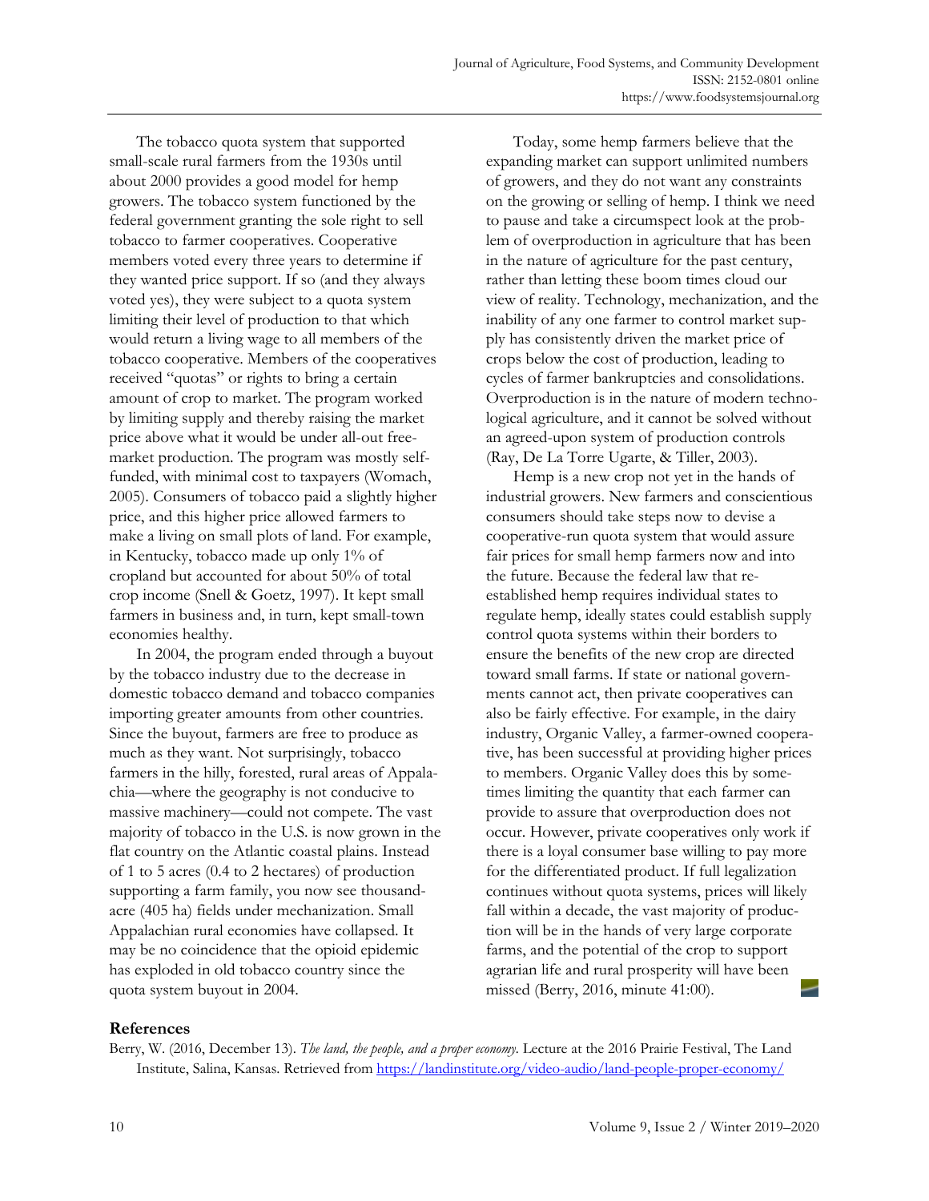The tobacco quota system that supported small-scale rural farmers from the 1930s until about 2000 provides a good model for hemp growers. The tobacco system functioned by the federal government granting the sole right to sell tobacco to farmer cooperatives. Cooperative members voted every three years to determine if they wanted price support. If so (and they always voted yes), they were subject to a quota system limiting their level of production to that which would return a living wage to all members of the tobacco cooperative. Members of the cooperatives received "quotas" or rights to bring a certain amount of crop to market. The program worked by limiting supply and thereby raising the market price above what it would be under all-out free-market production. The program was mostly self-funded, with minimal cost to taxpayers (Womach, 2005). Consumers of tobacco paid a slightly higher price, and this higher price allowed farmers to make a living on small plots of land. For example, in Kentucky, tobacco made up only 1% of cropland but accounted for about 50% of total crop income (Snell & Goetz, 1997). It kept small farmers in business and, in turn, kept small-town economies healthy.

In 2004, the program ended through a buyout by the tobacco industry due to the decrease in domestic tobacco demand and tobacco companies importing greater amounts from other countries. Since the buyout, farmers are free to produce as much as they want. Not surprisingly, tobacco farmers in the hilly, forested, rural areas of Appalachia—where the geography is not conducive to massive machinery—could not compete. The vast majority of tobacco in the U.S. is now grown in the flat country on the Atlantic coastal plains. Instead of 1 to 5 acres (0.4 to 2 hectares) of production supporting a farm family, you now see thousand-acre (405 ha) fields under mechanization. Small Appalachian rural economies have collapsed. It may be no coincidence that the opioid epidemic has exploded in old tobacco country since the quota system buyout in 2004.

Today, some hemp farmers believe that the expanding market can support unlimited numbers of growers, and they do not want any constraints on the growing or selling of hemp. I think we need to pause and take a circumspect look at the problem of overproduction in agriculture that has been in the nature of agriculture for the past century, rather than letting these boom times cloud our view of reality. Technology, mechanization, and the inability of any one farmer to control market supply has consistently driven the market price of crops below the cost of production, leading to cycles of farmer bankruptcies and consolidations. Overproduction is in the nature of modern technological agriculture, and it cannot be solved without an agreed-upon system of production controls (Ray, De La Torre Ugarte, & Tiller, 2003).

Hemp is a new crop not yet in the hands of industrial growers. New farmers and conscientious consumers should take steps now to devise a cooperative-run quota system that would assure fair prices for small hemp farmers now and into the future. Because the federal law that re-established hemp requires individual states to regulate hemp, ideally states could establish supply control quota systems within their borders to ensure the benefits of the new crop are directed toward small farms. If state or national governments cannot act, then private cooperatives can also be fairly effective. For example, in the dairy industry, Organic Valley, a farmer-owned cooperative, has been successful at providing higher prices to members. Organic Valley does this by sometimes limiting the quantity that each farmer can provide to assure that overproduction does not occur. However, private cooperatives only work if there is a loyal consumer base willing to pay more for the differentiated product. If full legalization continues without quota systems, prices will likely fall within a decade, the vast majority of production will be in the hands of very large corporate farms, and the potential of the crop to support agrarian life and rural prosperity will have been missed (Berry, 2016, minute 41:00).

## References

Berry, W. (2016, December 13). *The land, the people, and a proper economy.* Lecture at the 2016 Prairie Festival, The Land Institute, Salina, Kansas. Retrieved from https://landinstitute.org/video-audio/land-people-proper-economy/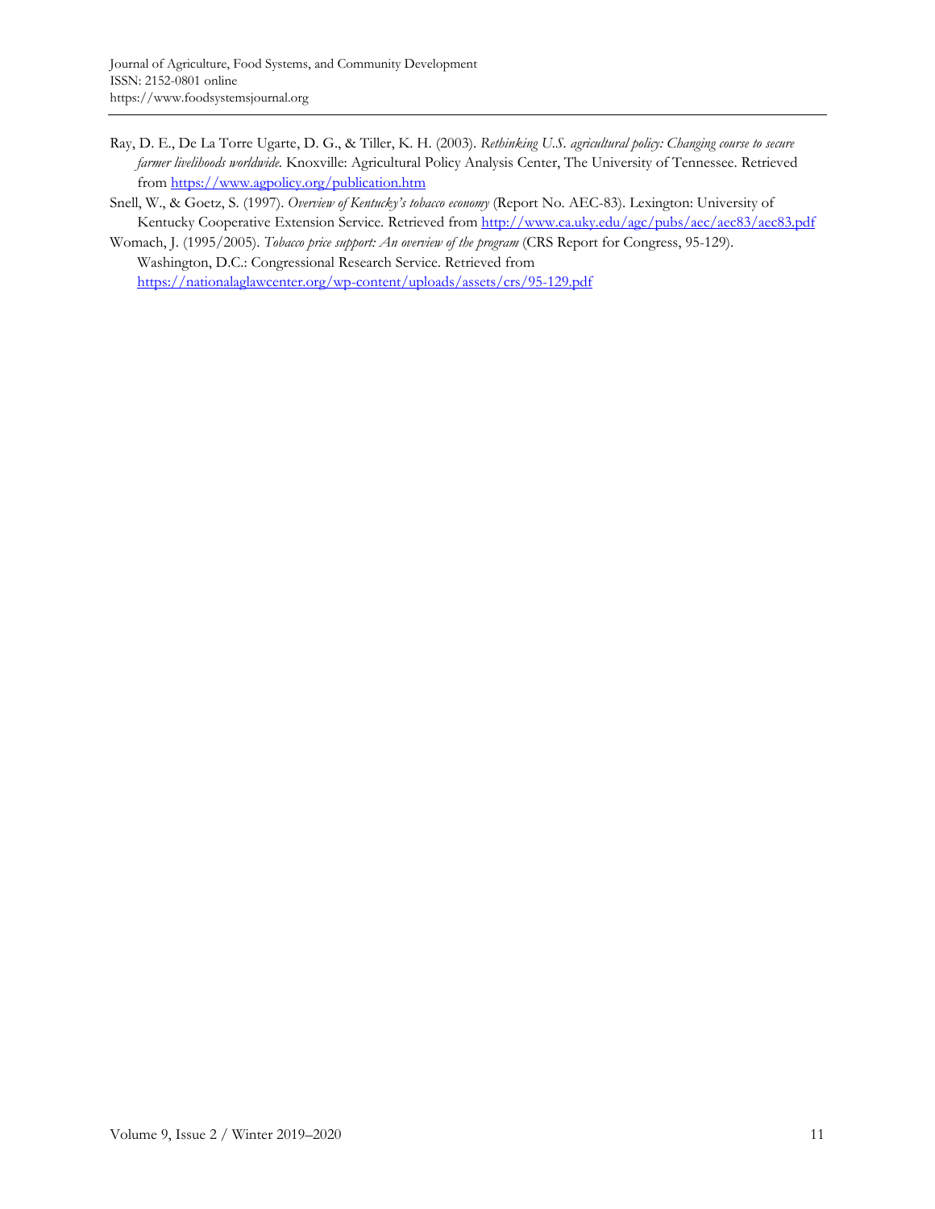Ray, D. E., De La Torre Ugarte, D. G., & Tiller, K. H. (2003). *Rethinking U.S. agricultural policy: Changing course to secure farmer livelihoods worldwide.* Knoxville: Agricultural Policy Analysis Center, The University of Tennessee. Retrieved from https://www.agpolicy.org/publication.htm

Snell, W., & Goetz, S. (1997). *Overview of Kentucky's tobacco economy* (Report No. AEC-83). Lexington: University of Kentucky Cooperative Extension Service. Retrieved from http://www.ca.uky.edu/agc/pubs/aec/aec83/aec83.pdf

Womach, J. (1995/2005). *Tobacco price support: An overview of the program* (CRS Report for Congress, 95-129). Washington, D.C.: Congressional Research Service. Retrieved from https://nationalaglawcenter.org/wp-content/uploads/assets/crs/95-129.pdf